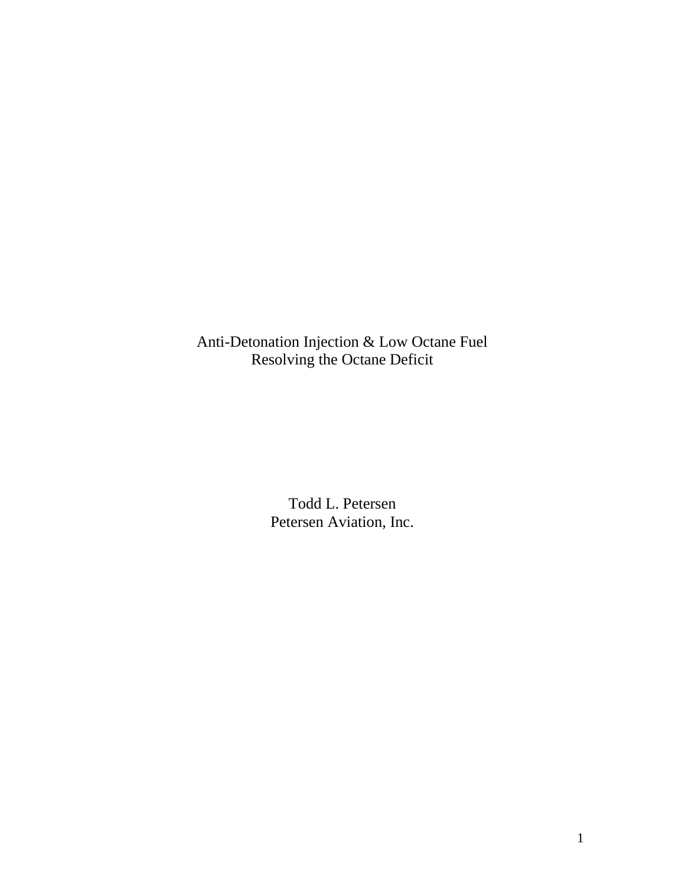# Anti-Detonation Injection & Low Octane Fuel
## Resolving the Octane Deficit

Todd L. Petersen
Petersen Aviation, Inc.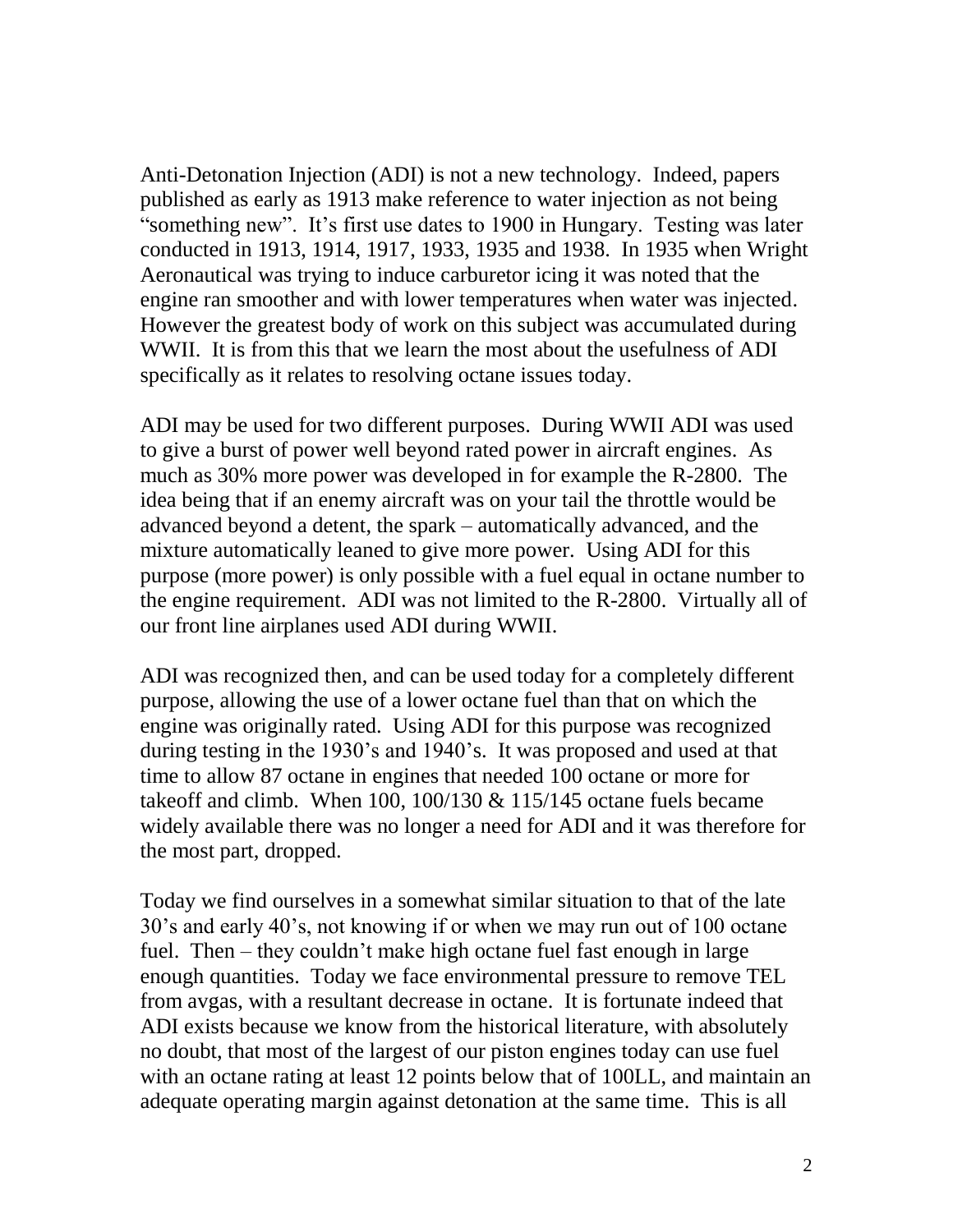Anti-Detonation Injection (ADI) is not a new technology. Indeed, papers published as early as 1913 make reference to water injection as not being "something new". It's first use dates to 1900 in Hungary. Testing was later conducted in 1913, 1914, 1917, 1933, 1935 and 1938. In 1935 when Wright Aeronautical was trying to induce carburetor icing it was noted that the engine ran smoother and with lower temperatures when water was injected. However the greatest body of work on this subject was accumulated during WWII. It is from this that we learn the most about the usefulness of ADI specifically as it relates to resolving octane issues today.

ADI may be used for two different purposes. During WWII ADI was used to give a burst of power well beyond rated power in aircraft engines. As much as 30% more power was developed in for example the R-2800. The idea being that if an enemy aircraft was on your tail the throttle would be advanced beyond a detent, the spark – automatically advanced, and the mixture automatically leaned to give more power. Using ADI for this purpose (more power) is only possible with a fuel equal in octane number to the engine requirement. ADI was not limited to the R-2800. Virtually all of our front line airplanes used ADI during WWII.

ADI was recognized then, and can be used today for a completely different purpose, allowing the use of a lower octane fuel than that on which the engine was originally rated. Using ADI for this purpose was recognized during testing in the 1930's and 1940's. It was proposed and used at that time to allow 87 octane in engines that needed 100 octane or more for takeoff and climb. When 100, 100/130 & 115/145 octane fuels became widely available there was no longer a need for ADI and it was therefore for the most part, dropped.

Today we find ourselves in a somewhat similar situation to that of the late 30's and early 40's, not knowing if or when we may run out of 100 octane fuel. Then – they couldn't make high octane fuel fast enough in large enough quantities. Today we face environmental pressure to remove TEL from avgas, with a resultant decrease in octane. It is fortunate indeed that ADI exists because we know from the historical literature, with absolutely no doubt, that most of the largest of our piston engines today can use fuel with an octane rating at least 12 points below that of 100LL, and maintain an adequate operating margin against detonation at the same time. This is all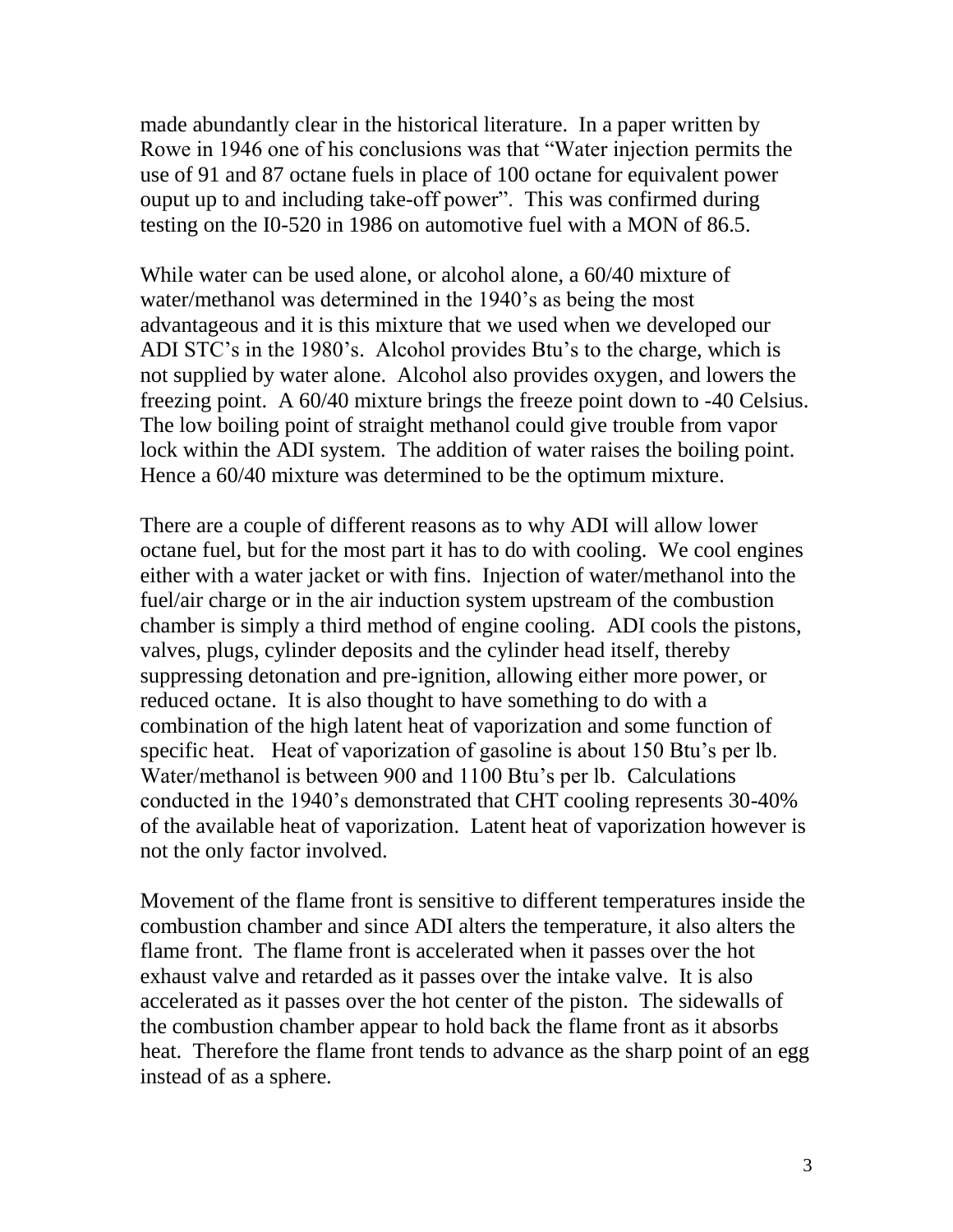made abundantly clear in the historical literature. In a paper written by Rowe in 1946 one of his conclusions was that "Water injection permits the use of 91 and 87 octane fuels in place of 100 octane for equivalent power ouput up to and including take-off power". This was confirmed during testing on the I0-520 in 1986 on automotive fuel with a MON of 86.5.

While water can be used alone, or alcohol alone, a 60/40 mixture of water/methanol was determined in the 1940's as being the most advantageous and it is this mixture that we used when we developed our ADI STC's in the 1980's. Alcohol provides Btu's to the charge, which is not supplied by water alone. Alcohol also provides oxygen, and lowers the freezing point. A 60/40 mixture brings the freeze point down to -40 Celsius. The low boiling point of straight methanol could give trouble from vapor lock within the ADI system. The addition of water raises the boiling point. Hence a 60/40 mixture was determined to be the optimum mixture.

There are a couple of different reasons as to why ADI will allow lower octane fuel, but for the most part it has to do with cooling. We cool engines either with a water jacket or with fins. Injection of water/methanol into the fuel/air charge or in the air induction system upstream of the combustion chamber is simply a third method of engine cooling. ADI cools the pistons, valves, plugs, cylinder deposits and the cylinder head itself, thereby suppressing detonation and pre-ignition, allowing either more power, or reduced octane. It is also thought to have something to do with a combination of the high latent heat of vaporization and some function of specific heat. Heat of vaporization of gasoline is about 150 Btu's per lb. Water/methanol is between 900 and 1100 Btu's per lb. Calculations conducted in the 1940's demonstrated that CHT cooling represents 30-40% of the available heat of vaporization. Latent heat of vaporization however is not the only factor involved.

Movement of the flame front is sensitive to different temperatures inside the combustion chamber and since ADI alters the temperature, it also alters the flame front. The flame front is accelerated when it passes over the hot exhaust valve and retarded as it passes over the intake valve. It is also accelerated as it passes over the hot center of the piston. The sidewalls of the combustion chamber appear to hold back the flame front as it absorbs heat. Therefore the flame front tends to advance as the sharp point of an egg instead of as a sphere.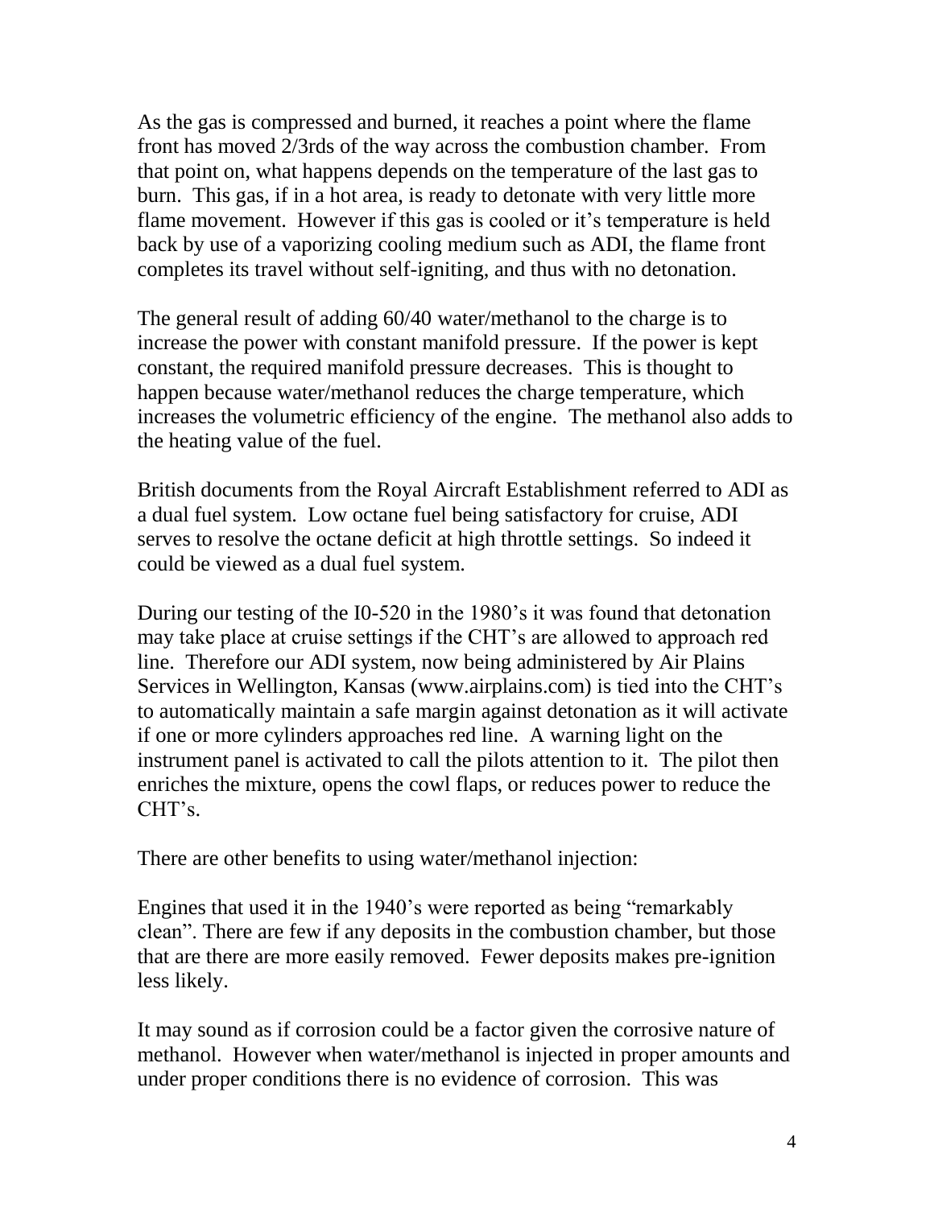As the gas is compressed and burned, it reaches a point where the flame front has moved 2/3rds of the way across the combustion chamber. From that point on, what happens depends on the temperature of the last gas to burn. This gas, if in a hot area, is ready to detonate with very little more flame movement. However if this gas is cooled or it's temperature is held back by use of a vaporizing cooling medium such as ADI, the flame front completes its travel without self-igniting, and thus with no detonation.

The general result of adding 60/40 water/methanol to the charge is to increase the power with constant manifold pressure. If the power is kept constant, the required manifold pressure decreases. This is thought to happen because water/methanol reduces the charge temperature, which increases the volumetric efficiency of the engine. The methanol also adds to the heating value of the fuel.

British documents from the Royal Aircraft Establishment referred to ADI as a dual fuel system. Low octane fuel being satisfactory for cruise, ADI serves to resolve the octane deficit at high throttle settings. So indeed it could be viewed as a dual fuel system.

During our testing of the I0-520 in the 1980's it was found that detonation may take place at cruise settings if the CHT's are allowed to approach red line. Therefore our ADI system, now being administered by Air Plains Services in Wellington, Kansas (www.airplains.com) is tied into the CHT's to automatically maintain a safe margin against detonation as it will activate if one or more cylinders approaches red line. A warning light on the instrument panel is activated to call the pilots attention to it. The pilot then enriches the mixture, opens the cowl flaps, or reduces power to reduce the CHT's.

There are other benefits to using water/methanol injection:

Engines that used it in the 1940's were reported as being "remarkably clean". There are few if any deposits in the combustion chamber, but those that are there are more easily removed. Fewer deposits makes pre-ignition less likely.

It may sound as if corrosion could be a factor given the corrosive nature of methanol. However when water/methanol is injected in proper amounts and under proper conditions there is no evidence of corrosion. This was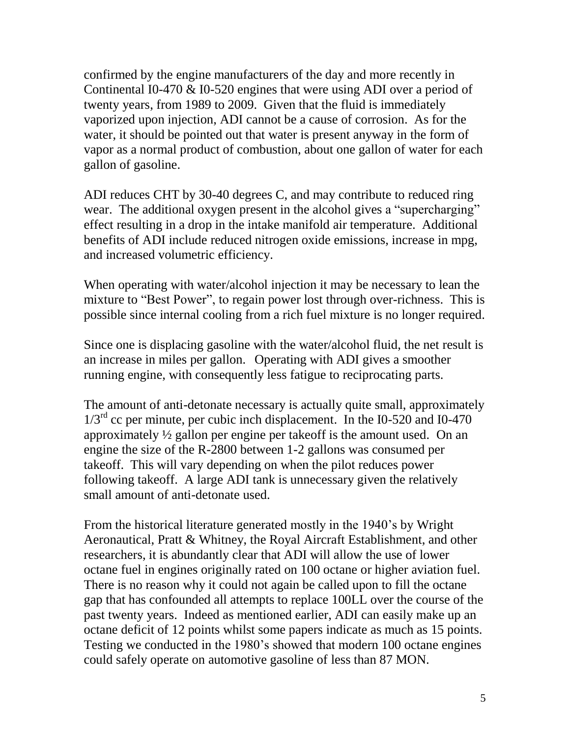confirmed by the engine manufacturers of the day and more recently in Continental I0-470 & I0-520 engines that were using ADI over a period of twenty years, from 1989 to 2009. Given that the fluid is immediately vaporized upon injection, ADI cannot be a cause of corrosion. As for the water, it should be pointed out that water is present anyway in the form of vapor as a normal product of combustion, about one gallon of water for each gallon of gasoline.

ADI reduces CHT by 30-40 degrees C, and may contribute to reduced ring wear. The additional oxygen present in the alcohol gives a "supercharging" effect resulting in a drop in the intake manifold air temperature. Additional benefits of ADI include reduced nitrogen oxide emissions, increase in mpg, and increased volumetric efficiency.

When operating with water/alcohol injection it may be necessary to lean the mixture to "Best Power", to regain power lost through over-richness. This is possible since internal cooling from a rich fuel mixture is no longer required.

Since one is displacing gasoline with the water/alcohol fluid, the net result is an increase in miles per gallon. Operating with ADI gives a smoother running engine, with consequently less fatigue to reciprocating parts.

The amount of anti-detonate necessary is actually quite small, approximately $1/3^{rd}$ cc per minute, per cubic inch displacement. In the I0-520 and I0-470 approximately ½ gallon per engine per takeoff is the amount used. On an engine the size of the R-2800 between 1-2 gallons was consumed per takeoff. This will vary depending on when the pilot reduces power following takeoff. A large ADI tank is unnecessary given the relatively small amount of anti-detonate used.

From the historical literature generated mostly in the 1940's by Wright Aeronautical, Pratt & Whitney, the Royal Aircraft Establishment, and other researchers, it is abundantly clear that ADI will allow the use of lower octane fuel in engines originally rated on 100 octane or higher aviation fuel. There is no reason why it could not again be called upon to fill the octane gap that has confounded all attempts to replace 100LL over the course of the past twenty years. Indeed as mentioned earlier, ADI can easily make up an octane deficit of 12 points whilst some papers indicate as much as 15 points. Testing we conducted in the 1980's showed that modern 100 octane engines could safely operate on automotive gasoline of less than 87 MON.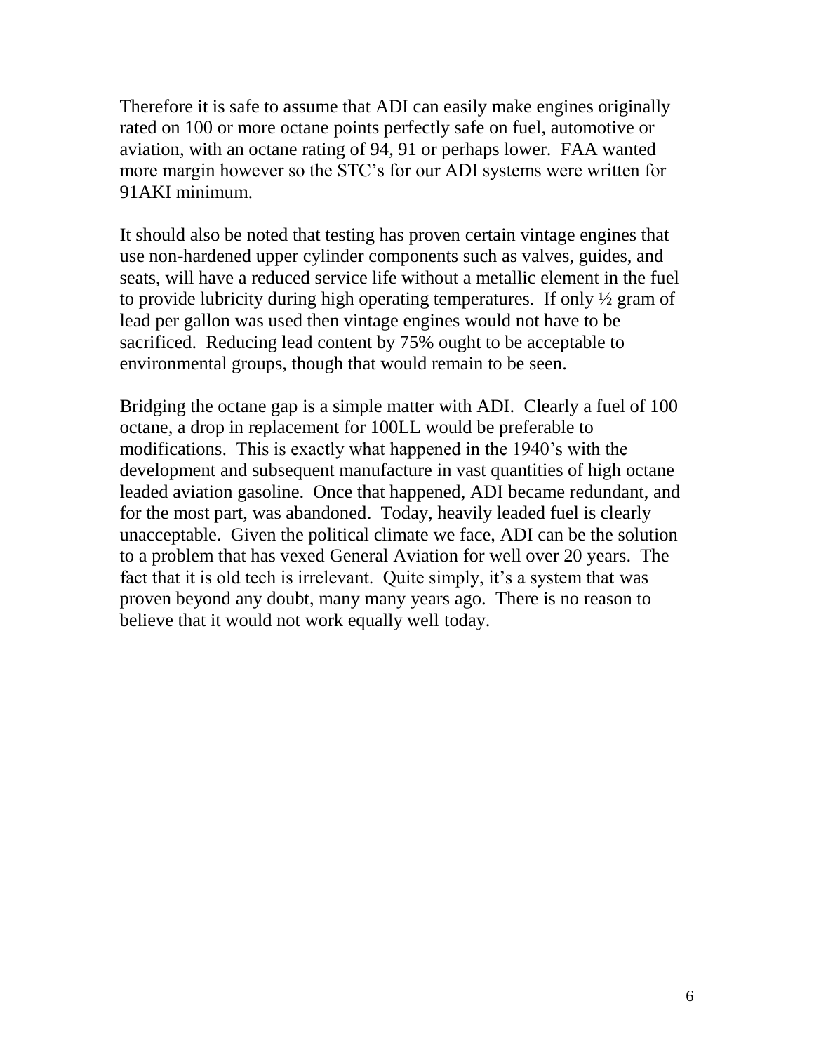Therefore it is safe to assume that ADI can easily make engines originally rated on 100 or more octane points perfectly safe on fuel, automotive or aviation, with an octane rating of 94, 91 or perhaps lower. FAA wanted more margin however so the STC's for our ADI systems were written for 91AKI minimum.

It should also be noted that testing has proven certain vintage engines that use non-hardened upper cylinder components such as valves, guides, and seats, will have a reduced service life without a metallic element in the fuel to provide lubricity during high operating temperatures. If only ½ gram of lead per gallon was used then vintage engines would not have to be sacrificed. Reducing lead content by 75% ought to be acceptable to environmental groups, though that would remain to be seen.

Bridging the octane gap is a simple matter with ADI. Clearly a fuel of 100 octane, a drop in replacement for 100LL would be preferable to modifications. This is exactly what happened in the 1940's with the development and subsequent manufacture in vast quantities of high octane leaded aviation gasoline. Once that happened, ADI became redundant, and for the most part, was abandoned. Today, heavily leaded fuel is clearly unacceptable. Given the political climate we face, ADI can be the solution to a problem that has vexed General Aviation for well over 20 years. The fact that it is old tech is irrelevant. Quite simply, it's a system that was proven beyond any doubt, many many years ago. There is no reason to believe that it would not work equally well today.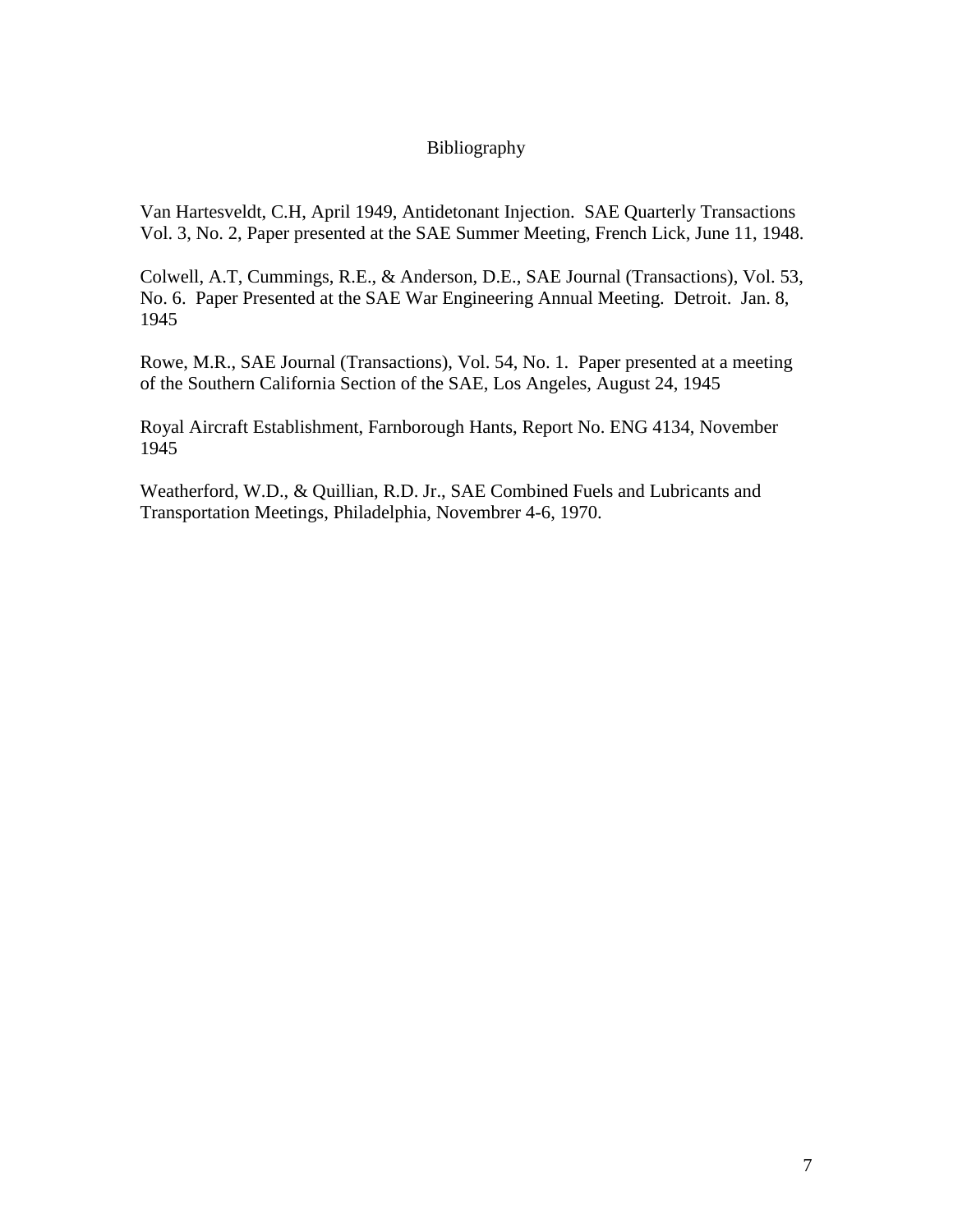# Bibliography

Van Hartesveldt, C.H, April 1949, Antidetonant Injection. SAE Quarterly Transactions Vol. 3, No. 2, Paper presented at the SAE Summer Meeting, French Lick, June 11, 1948.

Colwell, A.T, Cummings, R.E., & Anderson, D.E., SAE Journal (Transactions), Vol. 53, No. 6. Paper Presented at the SAE War Engineering Annual Meeting. Detroit. Jan. 8, 1945

Rowe, M.R., SAE Journal (Transactions), Vol. 54, No. 1. Paper presented at a meeting of the Southern California Section of the SAE, Los Angeles, August 24, 1945

Royal Aircraft Establishment, Farnborough Hants, Report No. ENG 4134, November 1945

Weatherford, W.D., & Quillian, R.D. Jr., SAE Combined Fuels and Lubricants and Transportation Meetings, Philadelphia, Novembrer 4-6, 1970.